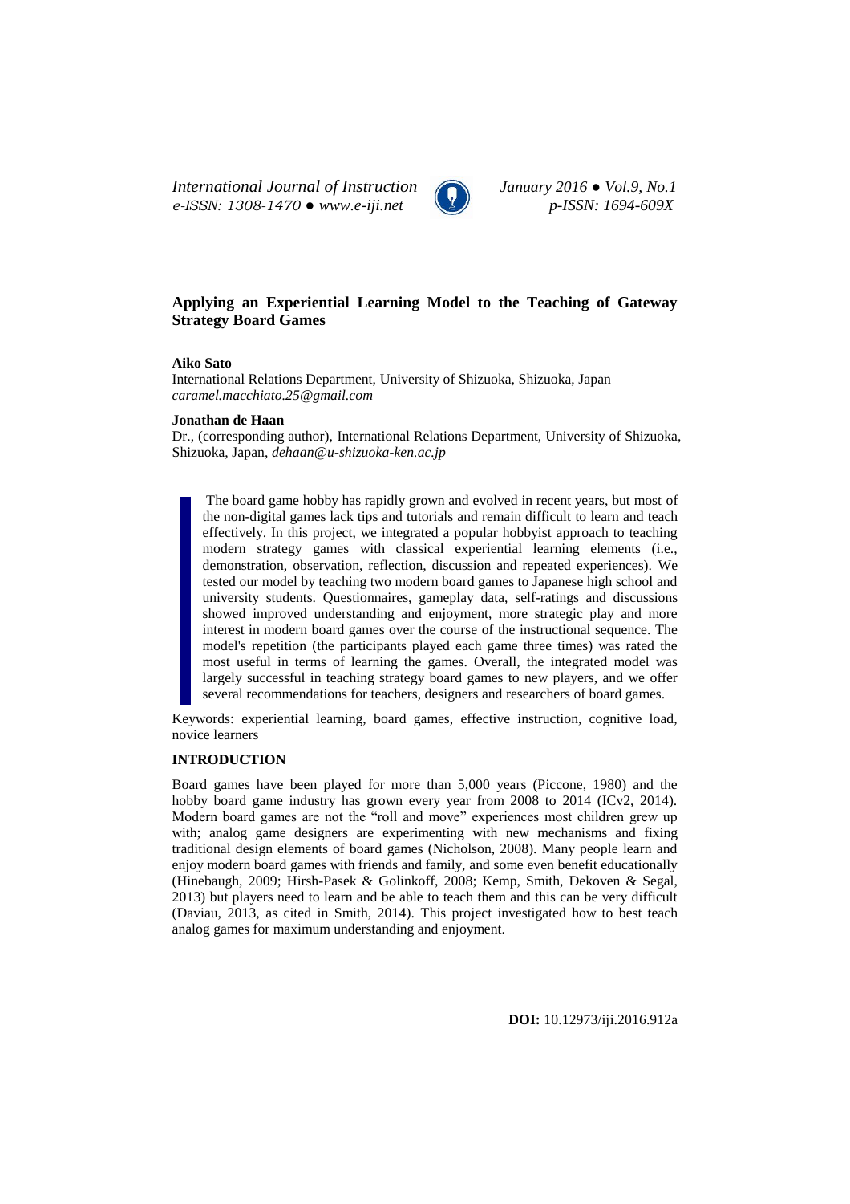# Applying an Experiential Learning Model to the Teaching of Gateway Strategy Board Games

**Aiko Sato**
International Relations Department, University of Shizuoka, Shizuoka, Japan
*caramel.macchiato.25@gmail.com*

**Jonathan de Haan**
Dr., (corresponding author), International Relations Department, University of Shizuoka, Shizuoka, Japan, *dehaan@u-shizuoka-ken.ac.jp*

> The board game hobby has rapidly grown and evolved in recent years, but most of the non-digital games lack tips and tutorials and remain difficult to learn and teach effectively. In this project, we integrated a popular hobbyist approach to teaching modern strategy games with classical experiential learning elements (i.e., demonstration, observation, reflection, discussion and repeated experiences). We tested our model by teaching two modern board games to Japanese high school and university students. Questionnaires, gameplay data, self-ratings and discussions showed improved understanding and enjoyment, more strategic play and more interest in modern board games over the course of the instructional sequence. The model's repetition (the participants played each game three times) was rated the most useful in terms of learning the games. Overall, the integrated model was largely successful in teaching strategy board games to new players, and we offer several recommendations for teachers, designers and researchers of board games.

Keywords: experiential learning, board games, effective instruction, cognitive load, novice learners

## INTRODUCTION

Board games have been played for more than 5,000 years (Piccone, 1980) and the hobby board game industry has grown every year from 2008 to 2014 (ICv2, 2014). Modern board games are not the "roll and move" experiences most children grew up with; analog game designers are experimenting with new mechanisms and fixing traditional design elements of board games (Nicholson, 2008). Many people learn and enjoy modern board games with friends and family, and some even benefit educationally (Hinebaugh, 2009; Hirsh-Pasek & Golinkoff, 2008; Kemp, Smith, Dekoven & Segal, 2013) but players need to learn and be able to teach them and this can be very difficult (Daviau, 2013, as cited in Smith, 2014). This project investigated how to best teach analog games for maximum understanding and enjoyment.

**DOI:** 10.12973/iji.2016.912a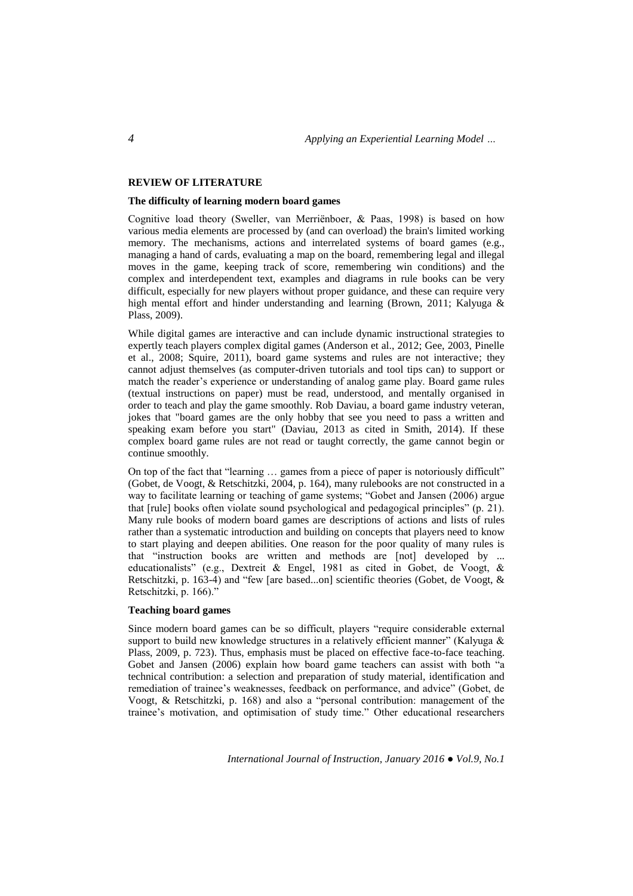## REVIEW OF LITERATURE

### The difficulty of learning modern board games

Cognitive load theory (Sweller, van Merriënboer, & Paas, 1998) is based on how various media elements are processed by (and can overload) the brain's limited working memory. The mechanisms, actions and interrelated systems of board games (e.g., managing a hand of cards, evaluating a map on the board, remembering legal and illegal moves in the game, keeping track of score, remembering win conditions) and the complex and interdependent text, examples and diagrams in rule books can be very difficult, especially for new players without proper guidance, and these can require very high mental effort and hinder understanding and learning (Brown, 2011; Kalyuga & Plass, 2009).

While digital games are interactive and can include dynamic instructional strategies to expertly teach players complex digital games (Anderson et al., 2012; Gee, 2003, Pinelle et al., 2008; Squire, 2011), board game systems and rules are not interactive; they cannot adjust themselves (as computer-driven tutorials and tool tips can) to support or match the reader's experience or understanding of analog game play. Board game rules (textual instructions on paper) must be read, understood, and mentally organised in order to teach and play the game smoothly. Rob Daviau, a board game industry veteran, jokes that "board games are the only hobby that see you need to pass a written and speaking exam before you start" (Daviau, 2013 as cited in Smith, 2014). If these complex board game rules are not read or taught correctly, the game cannot begin or continue smoothly.

On top of the fact that "learning … games from a piece of paper is notoriously difficult" (Gobet, de Voogt, & Retschitzki, 2004, p. 164), many rulebooks are not constructed in a way to facilitate learning or teaching of game systems; "Gobet and Jansen (2006) argue that [rule] books often violate sound psychological and pedagogical principles" (p. 21). Many rule books of modern board games are descriptions of actions and lists of rules rather than a systematic introduction and building on concepts that players need to know to start playing and deepen abilities. One reason for the poor quality of many rules is that "instruction books are written and methods are [not] developed by ... educationalists" (e.g., Dextreit & Engel, 1981 as cited in Gobet, de Voogt, & Retschitzki, p. 163-4) and "few [are based...on] scientific theories (Gobet, de Voogt, & Retschitzki, p. 166)."

### Teaching board games

Since modern board games can be so difficult, players "require considerable external support to build new knowledge structures in a relatively efficient manner" (Kalyuga & Plass, 2009, p. 723). Thus, emphasis must be placed on effective face-to-face teaching. Gobet and Jansen (2006) explain how board game teachers can assist with both "a technical contribution: a selection and preparation of study material, identification and remediation of trainee's weaknesses, feedback on performance, and advice" (Gobet, de Voogt, & Retschitzki, p. 168) and also a "personal contribution: management of the trainee's motivation, and optimisation of study time." Other educational researchers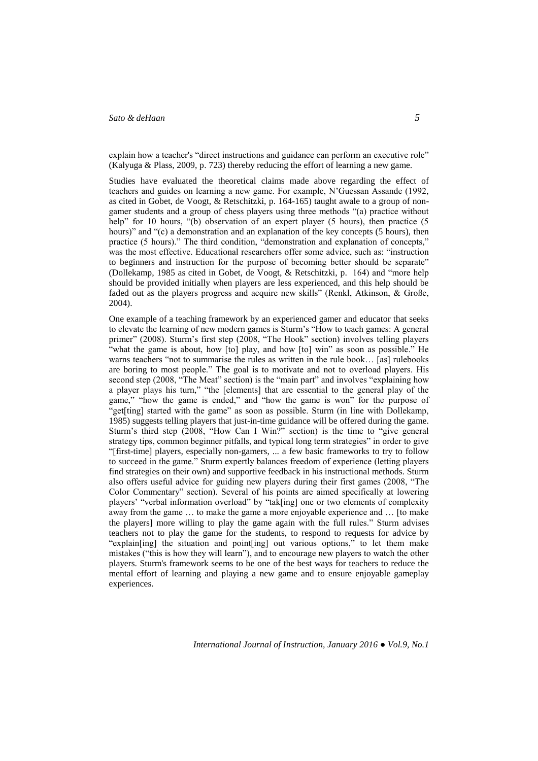explain how a teacher's "direct instructions and guidance can perform an executive role" (Kalyuga & Plass, 2009, p. 723) thereby reducing the effort of learning a new game.

Studies have evaluated the theoretical claims made above regarding the effect of teachers and guides on learning a new game. For example, N'Guessan Assande (1992, as cited in Gobet, de Voogt, & Retschitzki, p. 164-165) taught awale to a group of non-gamer students and a group of chess players using three methods "(a) practice without help" for 10 hours, "(b) observation of an expert player (5 hours), then practice (5 hours)" and "(c) a demonstration and an explanation of the key concepts (5 hours), then practice (5 hours)." The third condition, "demonstration and explanation of concepts," was the most effective. Educational researchers offer some advice, such as: "instruction to beginners and instruction for the purpose of becoming better should be separate" (Dollekamp, 1985 as cited in Gobet, de Voogt, & Retschitzki, p. 164) and "more help should be provided initially when players are less experienced, and this help should be faded out as the players progress and acquire new skills" (Renkl, Atkinson, & Große, 2004).

One example of a teaching framework by an experienced gamer and educator that seeks to elevate the learning of new modern games is Sturm's "How to teach games: A general primer" (2008). Sturm's first step (2008, "The Hook" section) involves telling players "what the game is about, how [to] play, and how [to] win" as soon as possible." He warns teachers "not to summarise the rules as written in the rule book… [as] rulebooks are boring to most people." The goal is to motivate and not to overload players. His second step (2008, "The Meat" section) is the "main part" and involves "explaining how a player plays his turn," "the [elements] that are essential to the general play of the game," "how the game is ended," and "how the game is won" for the purpose of "get[ting] started with the game" as soon as possible. Sturm (in line with Dollekamp, 1985) suggests telling players that just-in-time guidance will be offered during the game. Sturm's third step (2008, "How Can I Win?" section) is the time to "give general strategy tips, common beginner pitfalls, and typical long term strategies" in order to give "[first-time] players, especially non-gamers, ... a few basic frameworks to try to follow to succeed in the game." Sturm expertly balances freedom of experience (letting players find strategies on their own) and supportive feedback in his instructional methods. Sturm also offers useful advice for guiding new players during their first games (2008, "The Color Commentary" section). Several of his points are aimed specifically at lowering players' "verbal information overload" by "tak[ing] one or two elements of complexity away from the game … to make the game a more enjoyable experience and … [to make the players] more willing to play the game again with the full rules." Sturm advises teachers not to play the game for the students, to respond to requests for advice by "explain[ing] the situation and point[ing] out various options," to let them make mistakes ("this is how they will learn"), and to encourage new players to watch the other players. Sturm's framework seems to be one of the best ways for teachers to reduce the mental effort of learning and playing a new game and to ensure enjoyable gameplay experiences.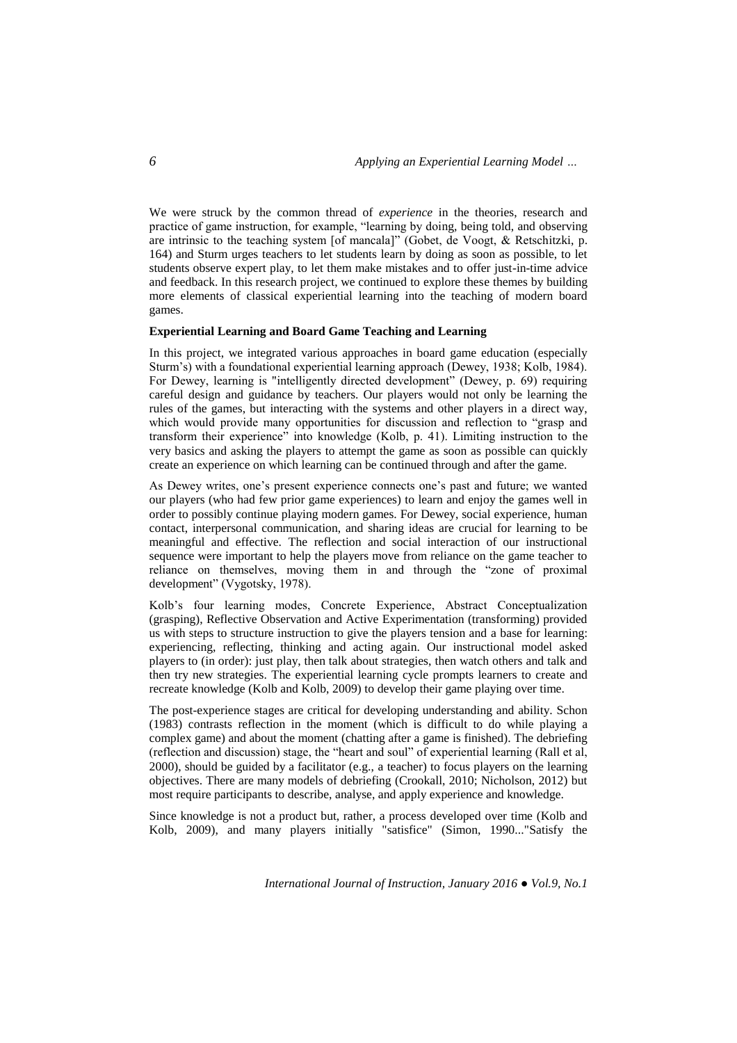We were struck by the common thread of *experience* in the theories, research and practice of game instruction, for example, "learning by doing, being told, and observing are intrinsic to the teaching system [of mancala]" (Gobet, de Voogt, & Retschitzki, p. 164) and Sturm urges teachers to let students learn by doing as soon as possible, to let students observe expert play, to let them make mistakes and to offer just-in-time advice and feedback. In this research project, we continued to explore these themes by building more elements of classical experiential learning into the teaching of modern board games.

**Experiential Learning and Board Game Teaching and Learning**

In this project, we integrated various approaches in board game education (especially Sturm's) with a foundational experiential learning approach (Dewey, 1938; Kolb, 1984). For Dewey, learning is "intelligently directed development" (Dewey, p. 69) requiring careful design and guidance by teachers. Our players would not only be learning the rules of the games, but interacting with the systems and other players in a direct way, which would provide many opportunities for discussion and reflection to "grasp and transform their experience" into knowledge (Kolb, p. 41). Limiting instruction to the very basics and asking the players to attempt the game as soon as possible can quickly create an experience on which learning can be continued through and after the game.

As Dewey writes, one's present experience connects one's past and future; we wanted our players (who had few prior game experiences) to learn and enjoy the games well in order to possibly continue playing modern games. For Dewey, social experience, human contact, interpersonal communication, and sharing ideas are crucial for learning to be meaningful and effective. The reflection and social interaction of our instructional sequence were important to help the players move from reliance on the game teacher to reliance on themselves, moving them in and through the "zone of proximal development" (Vygotsky, 1978).

Kolb's four learning modes, Concrete Experience, Abstract Conceptualization (grasping), Reflective Observation and Active Experimentation (transforming) provided us with steps to structure instruction to give the players tension and a base for learning: experiencing, reflecting, thinking and acting again. Our instructional model asked players to (in order): just play, then talk about strategies, then watch others and talk and then try new strategies. The experiential learning cycle prompts learners to create and recreate knowledge (Kolb and Kolb, 2009) to develop their game playing over time.

The post-experience stages are critical for developing understanding and ability. Schon (1983) contrasts reflection in the moment (which is difficult to do while playing a complex game) and about the moment (chatting after a game is finished). The debriefing (reflection and discussion) stage, the "heart and soul" of experiential learning (Rall et al, 2000), should be guided by a facilitator (e.g., a teacher) to focus players on the learning objectives. There are many models of debriefing (Crookall, 2010; Nicholson, 2012) but most require participants to describe, analyse, and apply experience and knowledge.

Since knowledge is not a product but, rather, a process developed over time (Kolb and Kolb, 2009), and many players initially "satisfice" (Simon, 1990..."Satisfy the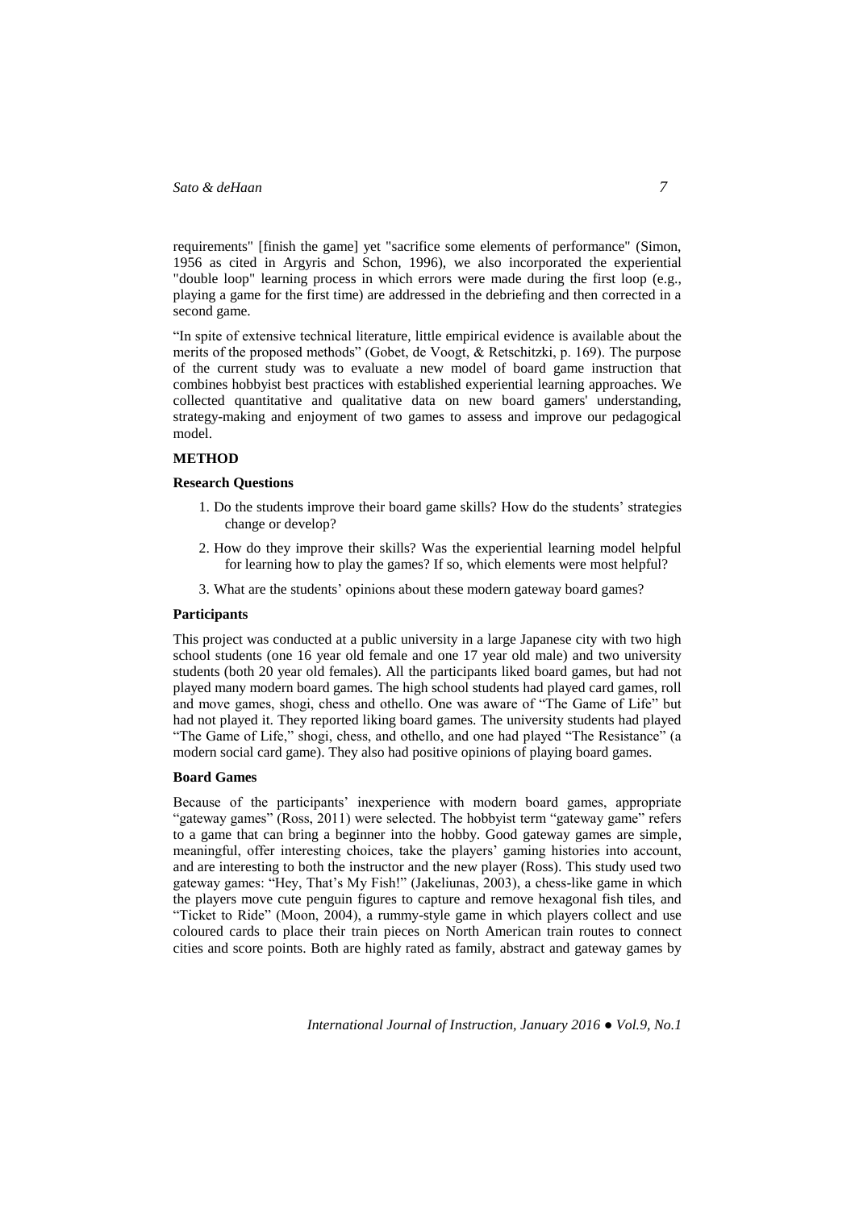requirements" [finish the game] yet "sacrifice some elements of performance" (Simon, 1956 as cited in Argyris and Schon, 1996), we also incorporated the experiential "double loop" learning process in which errors were made during the first loop (e.g., playing a game for the first time) are addressed in the debriefing and then corrected in a second game.

"In spite of extensive technical literature, little empirical evidence is available about the merits of the proposed methods" (Gobet, de Voogt, & Retschitzki, p. 169). The purpose of the current study was to evaluate a new model of board game instruction that combines hobbyist best practices with established experiential learning approaches. We collected quantitative and qualitative data on new board gamers' understanding, strategy-making and enjoyment of two games to assess and improve our pedagogical model.

## METHOD

### Research Questions

1. Do the students improve their board game skills? How do the students' strategies change or develop?
2. How do they improve their skills? Was the experiential learning model helpful for learning how to play the games? If so, which elements were most helpful?
3. What are the students' opinions about these modern gateway board games?

### Participants

This project was conducted at a public university in a large Japanese city with two high school students (one 16 year old female and one 17 year old male) and two university students (both 20 year old females). All the participants liked board games, but had not played many modern board games. The high school students had played card games, roll and move games, shogi, chess and othello. One was aware of "The Game of Life" but had not played it. They reported liking board games. The university students had played "The Game of Life," shogi, chess, and othello, and one had played "The Resistance" (a modern social card game). They also had positive opinions of playing board games.

### Board Games

Because of the participants' inexperience with modern board games, appropriate "gateway games" (Ross, 2011) were selected. The hobbyist term "gateway game" refers to a game that can bring a beginner into the hobby. Good gateway games are simple, meaningful, offer interesting choices, take the players' gaming histories into account, and are interesting to both the instructor and the new player (Ross). This study used two gateway games: "Hey, That's My Fish!" (Jakeliunas, 2003), a chess-like game in which the players move cute penguin figures to capture and remove hexagonal fish tiles, and "Ticket to Ride" (Moon, 2004), a rummy-style game in which players collect and use coloured cards to place their train pieces on North American train routes to connect cities and score points. Both are highly rated as family, abstract and gateway games by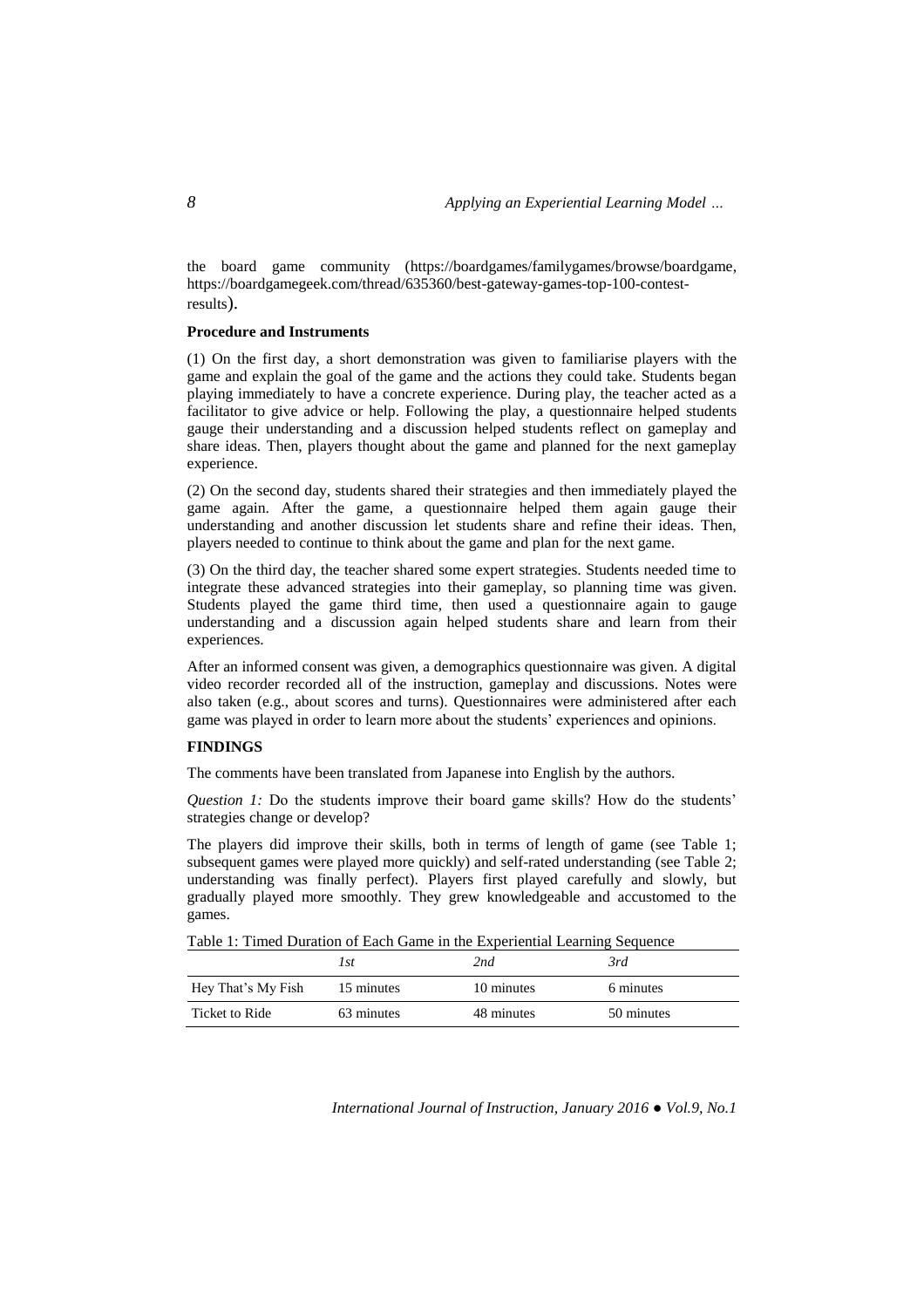the board game community (https://boardgames/familygames/browse/boardgame, https://boardgamegeek.com/thread/635360/best-gateway-games-top-100-contest-results).

**Procedure and Instruments**

(1) On the first day, a short demonstration was given to familiarise players with the game and explain the goal of the game and the actions they could take. Students began playing immediately to have a concrete experience. During play, the teacher acted as a facilitator to give advice or help. Following the play, a questionnaire helped students gauge their understanding and a discussion helped students reflect on gameplay and share ideas. Then, players thought about the game and planned for the next gameplay experience.

(2) On the second day, students shared their strategies and then immediately played the game again. After the game, a questionnaire helped them again gauge their understanding and another discussion let students share and refine their ideas. Then, players needed to continue to think about the game and plan for the next game.

(3) On the third day, the teacher shared some expert strategies. Students needed time to integrate these advanced strategies into their gameplay, so planning time was given. Students played the game third time, then used a questionnaire again to gauge understanding and a discussion again helped students share and learn from their experiences.

After an informed consent was given, a demographics questionnaire was given. A digital video recorder recorded all of the instruction, gameplay and discussions. Notes were also taken (e.g., about scores and turns). Questionnaires were administered after each game was played in order to learn more about the students' experiences and opinions.

**FINDINGS**

The comments have been translated from Japanese into English by the authors.

*Question 1:* Do the students improve their board game skills? How do the students' strategies change or develop?

The players did improve their skills, both in terms of length of game (see Table 1; subsequent games were played more quickly) and self-rated understanding (see Table 2; understanding was finally perfect). Players first played carefully and slowly, but gradually played more smoothly. They grew knowledgeable and accustomed to the games.

Table 1: Timed Duration of Each Game in the Experiential Learning Sequence

| | *1st* | *2nd* | *3rd* |
|---|---|---|---|
| Hey That's My Fish | 15 minutes | 10 minutes | 6 minutes |
| Ticket to Ride | 63 minutes | 48 minutes | 50 minutes |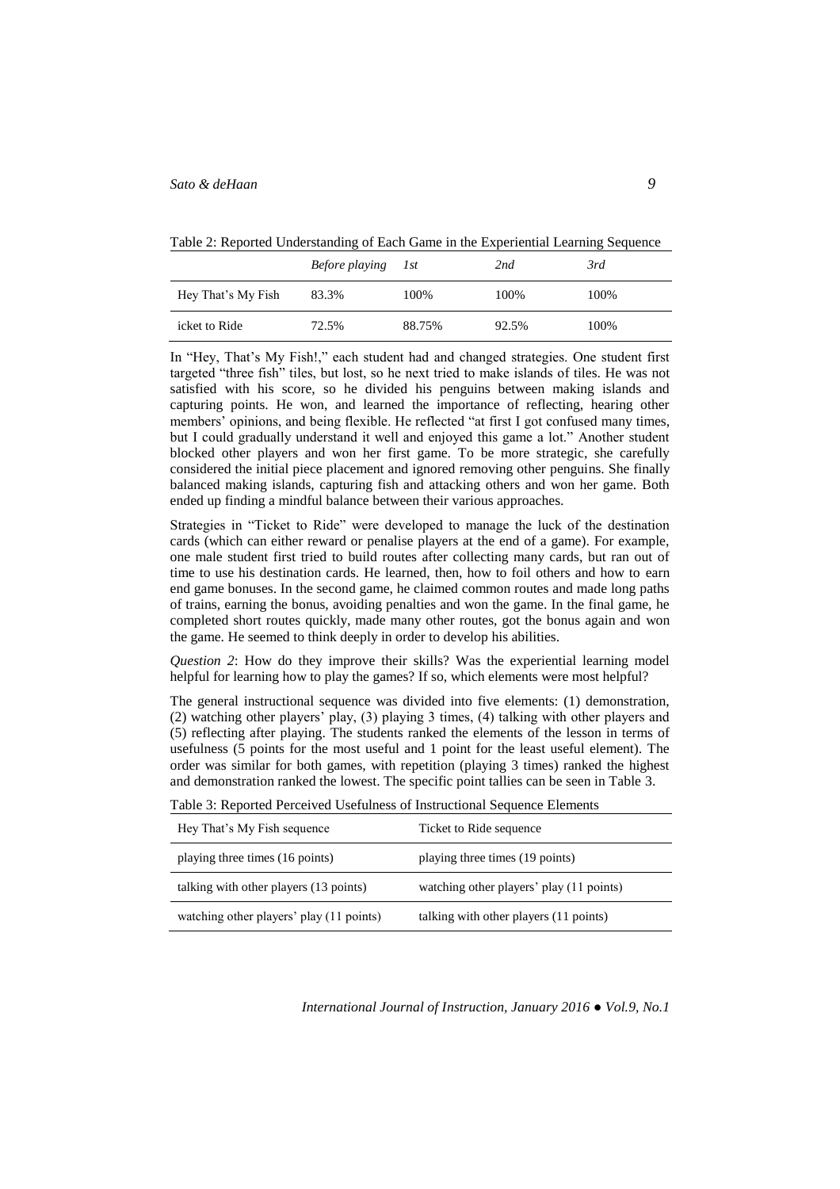Table 2: Reported Understanding of Each Game in the Experiential Learning Sequence

| | *Before playing* | *1st* | *2nd* | *3rd* |
|---|---|---|---|---|
| Hey That's My Fish | 83.3% | 100% | 100% | 100% |
| icket to Ride | 72.5% | 88.75% | 92.5% | 100% |

In "Hey, That's My Fish!," each student had and changed strategies. One student first targeted "three fish" tiles, but lost, so he next tried to make islands of tiles. He was not satisfied with his score, so he divided his penguins between making islands and capturing points. He won, and learned the importance of reflecting, hearing other members' opinions, and being flexible. He reflected "at first I got confused many times, but I could gradually understand it well and enjoyed this game a lot." Another student blocked other players and won her first game. To be more strategic, she carefully considered the initial piece placement and ignored removing other penguins. She finally balanced making islands, capturing fish and attacking others and won her game. Both ended up finding a mindful balance between their various approaches.

Strategies in "Ticket to Ride" were developed to manage the luck of the destination cards (which can either reward or penalise players at the end of a game). For example, one male student first tried to build routes after collecting many cards, but ran out of time to use his destination cards. He learned, then, how to foil others and how to earn end game bonuses. In the second game, he claimed common routes and made long paths of trains, earning the bonus, avoiding penalties and won the game. In the final game, he completed short routes quickly, made many other routes, got the bonus again and won the game. He seemed to think deeply in order to develop his abilities.

*Question 2*: How do they improve their skills? Was the experiential learning model helpful for learning how to play the games? If so, which elements were most helpful?

The general instructional sequence was divided into five elements: (1) demonstration, (2) watching other players' play, (3) playing 3 times, (4) talking with other players and (5) reflecting after playing. The students ranked the elements of the lesson in terms of usefulness (5 points for the most useful and 1 point for the least useful element). The order was similar for both games, with repetition (playing 3 times) ranked the highest and demonstration ranked the lowest. The specific point tallies can be seen in Table 3.

Table 3: Reported Perceived Usefulness of Instructional Sequence Elements

| Hey That's My Fish sequence | Ticket to Ride sequence |
|---|---|
| playing three times (16 points) | playing three times (19 points) |
| talking with other players (13 points) | watching other players' play (11 points) |
| watching other players' play (11 points) | talking with other players (11 points) |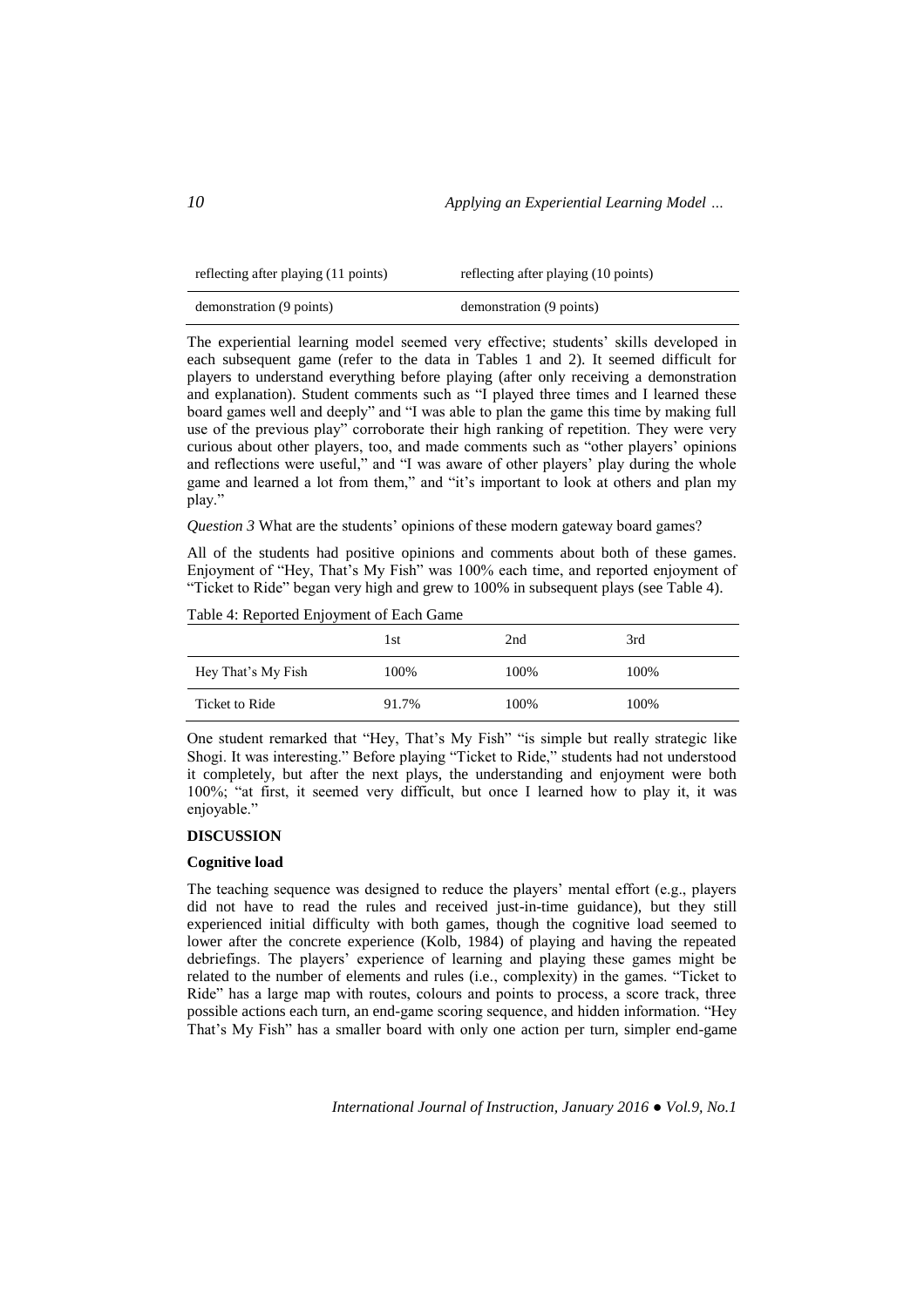| reflecting after playing (11 points) | reflecting after playing (10 points) |
| --- | --- |
| demonstration (9 points) | demonstration (9 points) |

The experiential learning model seemed very effective; students' skills developed in each subsequent game (refer to the data in Tables 1 and 2). It seemed difficult for players to understand everything before playing (after only receiving a demonstration and explanation). Student comments such as "I played three times and I learned these board games well and deeply" and "I was able to plan the game this time by making full use of the previous play" corroborate their high ranking of repetition. They were very curious about other players, too, and made comments such as "other players' opinions and reflections were useful," and "I was aware of other players' play during the whole game and learned a lot from them," and "it's important to look at others and plan my play."

*Question 3* What are the students' opinions of these modern gateway board games?

All of the students had positive opinions and comments about both of these games. Enjoyment of "Hey, That's My Fish" was 100% each time, and reported enjoyment of "Ticket to Ride" began very high and grew to 100% in subsequent plays (see Table 4).

Table 4: Reported Enjoyment of Each Game

| | 1st | 2nd | 3rd |
| --- | --- | --- | --- |
| Hey That's My Fish | 100% | 100% | 100% |
| Ticket to Ride | 91.7% | 100% | 100% |

One student remarked that "Hey, That's My Fish" "is simple but really strategic like Shogi. It was interesting." Before playing "Ticket to Ride," students had not understood it completely, but after the next plays, the understanding and enjoyment were both 100%; "at first, it seemed very difficult, but once I learned how to play it, it was enjoyable."

## DISCUSSION

### Cognitive load

The teaching sequence was designed to reduce the players' mental effort (e.g., players did not have to read the rules and received just-in-time guidance), but they still experienced initial difficulty with both games, though the cognitive load seemed to lower after the concrete experience (Kolb, 1984) of playing and having the repeated debriefings. The players' experience of learning and playing these games might be related to the number of elements and rules (i.e., complexity) in the games. "Ticket to Ride" has a large map with routes, colours and points to process, a score track, three possible actions each turn, an end-game scoring sequence, and hidden information. "Hey That's My Fish" has a smaller board with only one action per turn, simpler end-game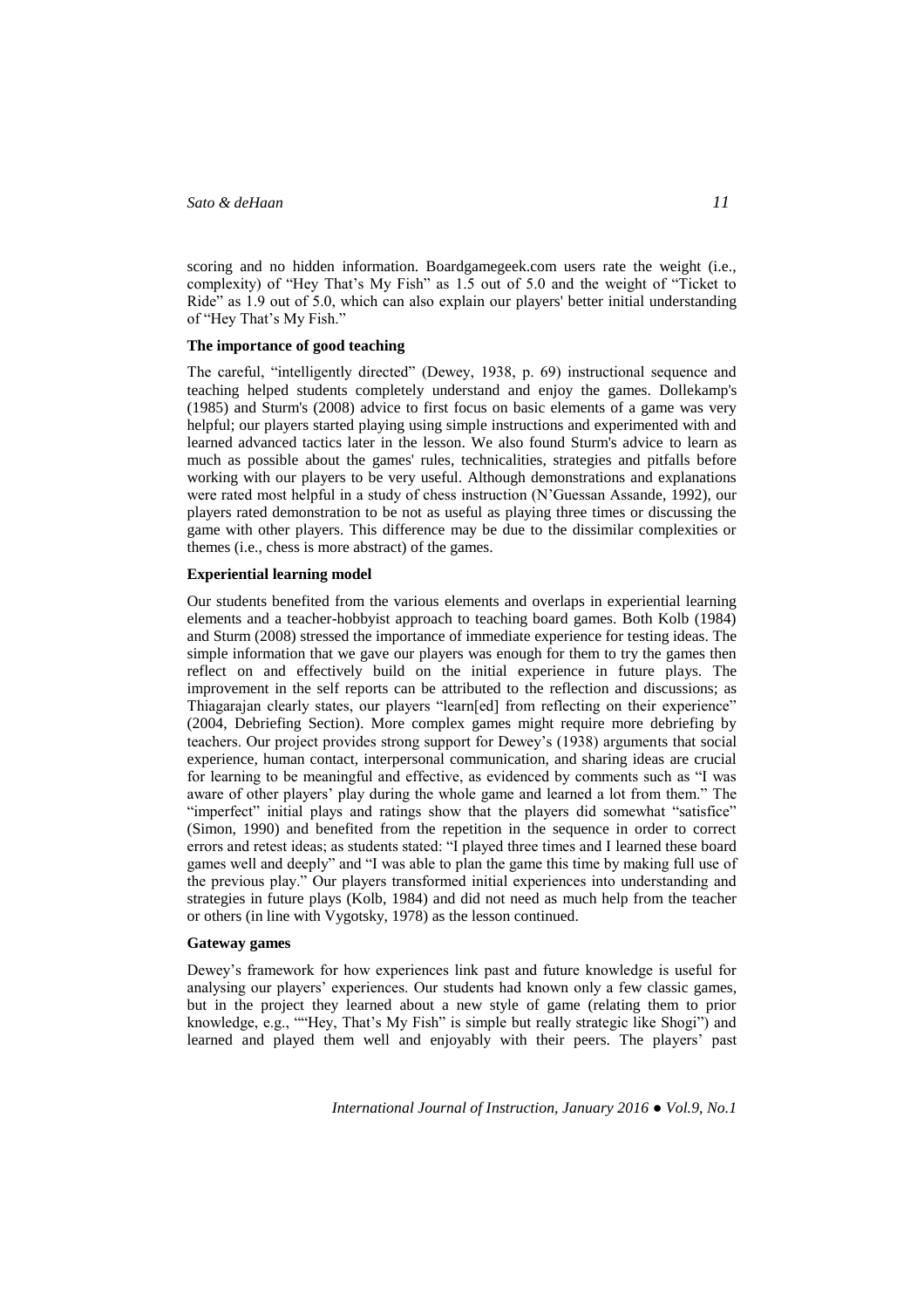scoring and no hidden information. Boardgamegeek.com users rate the weight (i.e., complexity) of "Hey That's My Fish" as 1.5 out of 5.0 and the weight of "Ticket to Ride" as 1.9 out of 5.0, which can also explain our players' better initial understanding of "Hey That's My Fish."

**The importance of good teaching**

The careful, "intelligently directed" (Dewey, 1938, p. 69) instructional sequence and teaching helped students completely understand and enjoy the games. Dollekamp's (1985) and Sturm's (2008) advice to first focus on basic elements of a game was very helpful; our players started playing using simple instructions and experimented with and learned advanced tactics later in the lesson. We also found Sturm's advice to learn as much as possible about the games' rules, technicalities, strategies and pitfalls before working with our players to be very useful. Although demonstrations and explanations were rated most helpful in a study of chess instruction (N'Guessan Assande, 1992), our players rated demonstration to be not as useful as playing three times or discussing the game with other players. This difference may be due to the dissimilar complexities or themes (i.e., chess is more abstract) of the games.

**Experiential learning model**

Our students benefited from the various elements and overlaps in experiential learning elements and a teacher-hobbyist approach to teaching board games. Both Kolb (1984) and Sturm (2008) stressed the importance of immediate experience for testing ideas. The simple information that we gave our players was enough for them to try the games then reflect on and effectively build on the initial experience in future plays. The improvement in the self reports can be attributed to the reflection and discussions; as Thiagarajan clearly states, our players "learn[ed] from reflecting on their experience" (2004, Debriefing Section). More complex games might require more debriefing by teachers. Our project provides strong support for Dewey's (1938) arguments that social experience, human contact, interpersonal communication, and sharing ideas are crucial for learning to be meaningful and effective, as evidenced by comments such as "I was aware of other players' play during the whole game and learned a lot from them." The "imperfect" initial plays and ratings show that the players did somewhat "satisfice" (Simon, 1990) and benefited from the repetition in the sequence in order to correct errors and retest ideas; as students stated: "I played three times and I learned these board games well and deeply" and "I was able to plan the game this time by making full use of the previous play." Our players transformed initial experiences into understanding and strategies in future plays (Kolb, 1984) and did not need as much help from the teacher or others (in line with Vygotsky, 1978) as the lesson continued.

**Gateway games**

Dewey's framework for how experiences link past and future knowledge is useful for analysing our players' experiences. Our students had known only a few classic games, but in the project they learned about a new style of game (relating them to prior knowledge, e.g., ""Hey, That's My Fish" is simple but really strategic like Shogi") and learned and played them well and enjoyably with their peers. The players' past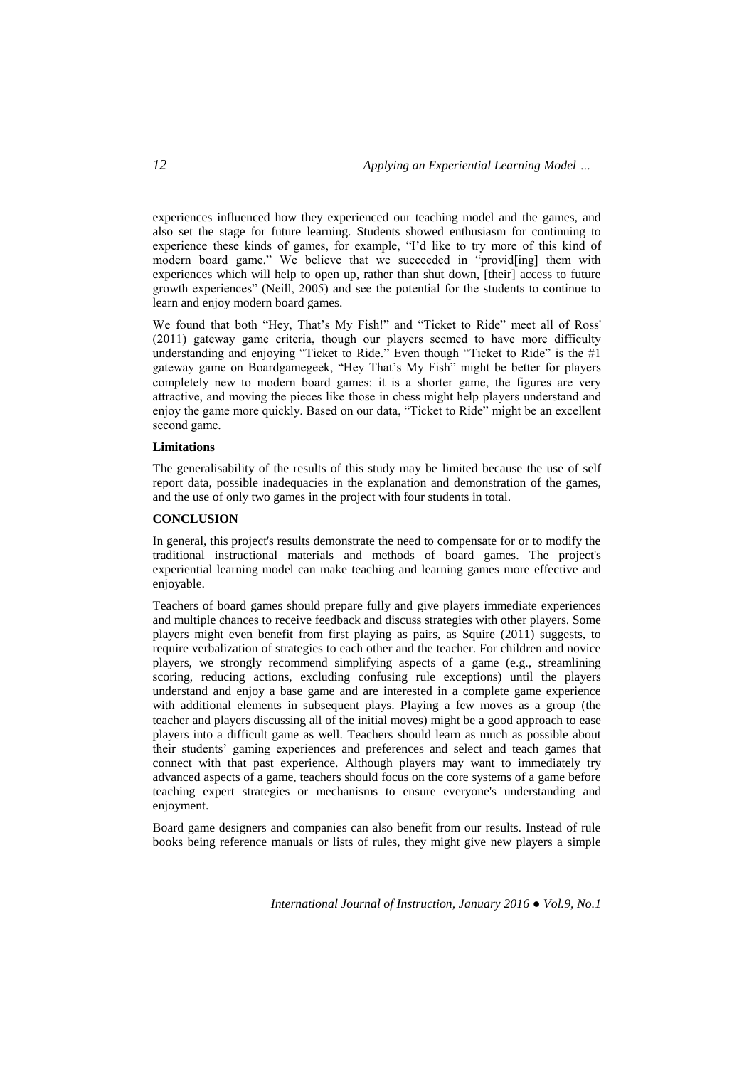experiences influenced how they experienced our teaching model and the games, and also set the stage for future learning. Students showed enthusiasm for continuing to experience these kinds of games, for example, "I'd like to try more of this kind of modern board game." We believe that we succeeded in "provid[ing] them with experiences which will help to open up, rather than shut down, [their] access to future growth experiences" (Neill, 2005) and see the potential for the students to continue to learn and enjoy modern board games.

We found that both "Hey, That's My Fish!" and "Ticket to Ride" meet all of Ross' (2011) gateway game criteria, though our players seemed to have more difficulty understanding and enjoying "Ticket to Ride." Even though "Ticket to Ride" is the #1 gateway game on Boardgamegeek, "Hey That's My Fish" might be better for players completely new to modern board games: it is a shorter game, the figures are very attractive, and moving the pieces like those in chess might help players understand and enjoy the game more quickly. Based on our data, "Ticket to Ride" might be an excellent second game.

**Limitations**

The generalisability of the results of this study may be limited because the use of self report data, possible inadequacies in the explanation and demonstration of the games, and the use of only two games in the project with four students in total.

## CONCLUSION

In general, this project's results demonstrate the need to compensate for or to modify the traditional instructional materials and methods of board games. The project's experiential learning model can make teaching and learning games more effective and enjoyable.

Teachers of board games should prepare fully and give players immediate experiences and multiple chances to receive feedback and discuss strategies with other players. Some players might even benefit from first playing as pairs, as Squire (2011) suggests, to require verbalization of strategies to each other and the teacher. For children and novice players, we strongly recommend simplifying aspects of a game (e.g., streamlining scoring, reducing actions, excluding confusing rule exceptions) until the players understand and enjoy a base game and are interested in a complete game experience with additional elements in subsequent plays. Playing a few moves as a group (the teacher and players discussing all of the initial moves) might be a good approach to ease players into a difficult game as well. Teachers should learn as much as possible about their students' gaming experiences and preferences and select and teach games that connect with that past experience. Although players may want to immediately try advanced aspects of a game, teachers should focus on the core systems of a game before teaching expert strategies or mechanisms to ensure everyone's understanding and enjoyment.

Board game designers and companies can also benefit from our results. Instead of rule books being reference manuals or lists of rules, they might give new players a simple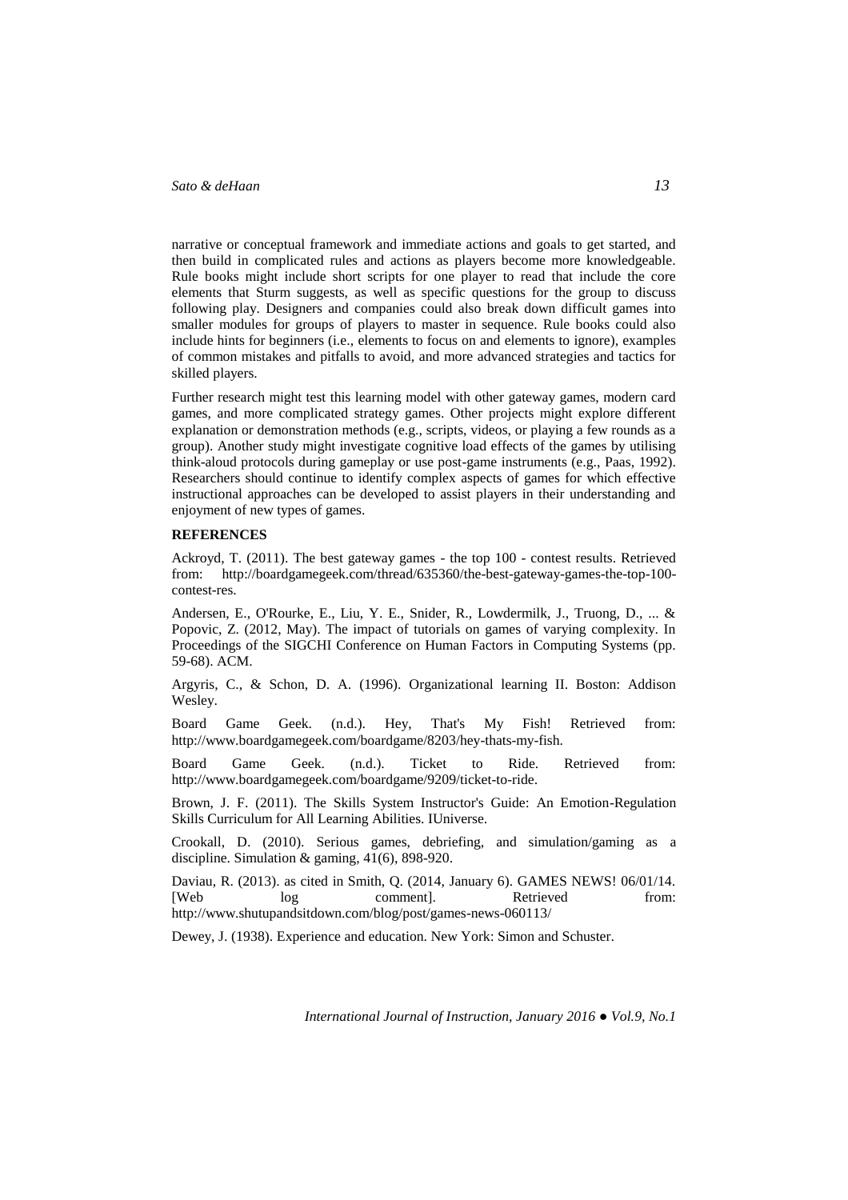narrative or conceptual framework and immediate actions and goals to get started, and then build in complicated rules and actions as players become more knowledgeable. Rule books might include short scripts for one player to read that include the core elements that Sturm suggests, as well as specific questions for the group to discuss following play. Designers and companies could also break down difficult games into smaller modules for groups of players to master in sequence. Rule books could also include hints for beginners (i.e., elements to focus on and elements to ignore), examples of common mistakes and pitfalls to avoid, and more advanced strategies and tactics for skilled players.

Further research might test this learning model with other gateway games, modern card games, and more complicated strategy games. Other projects might explore different explanation or demonstration methods (e.g., scripts, videos, or playing a few rounds as a group). Another study might investigate cognitive load effects of the games by utilising think-aloud protocols during gameplay or use post-game instruments (e.g., Paas, 1992). Researchers should continue to identify complex aspects of games for which effective instructional approaches can be developed to assist players in their understanding and enjoyment of new types of games.

## REFERENCES

Ackroyd, T. (2011). The best gateway games - the top 100 - contest results. Retrieved from: http://boardgamegeek.com/thread/635360/the-best-gateway-games-the-top-100-contest-res.

Andersen, E., O'Rourke, E., Liu, Y. E., Snider, R., Lowdermilk, J., Truong, D., ... & Popovic, Z. (2012, May). The impact of tutorials on games of varying complexity. In Proceedings of the SIGCHI Conference on Human Factors in Computing Systems (pp. 59-68). ACM.

Argyris, C., & Schon, D. A. (1996). Organizational learning II. Boston: Addison Wesley.

Board Game Geek. (n.d.). Hey, That's My Fish! Retrieved from: http://www.boardgamegeek.com/boardgame/8203/hey-thats-my-fish.

Board Game Geek. (n.d.). Ticket to Ride. Retrieved from: http://www.boardgamegeek.com/boardgame/9209/ticket-to-ride.

Brown, J. F. (2011). The Skills System Instructor's Guide: An Emotion-Regulation Skills Curriculum for All Learning Abilities. IUniverse.

Crookall, D. (2010). Serious games, debriefing, and simulation/gaming as a discipline. Simulation & gaming, 41(6), 898-920.

Daviau, R. (2013). as cited in Smith, Q. (2014, January 6). GAMES NEWS! 06/01/14. [Web log comment]. Retrieved from: http://www.shutupandsitdown.com/blog/post/games-news-060113/

Dewey, J. (1938). Experience and education. New York: Simon and Schuster.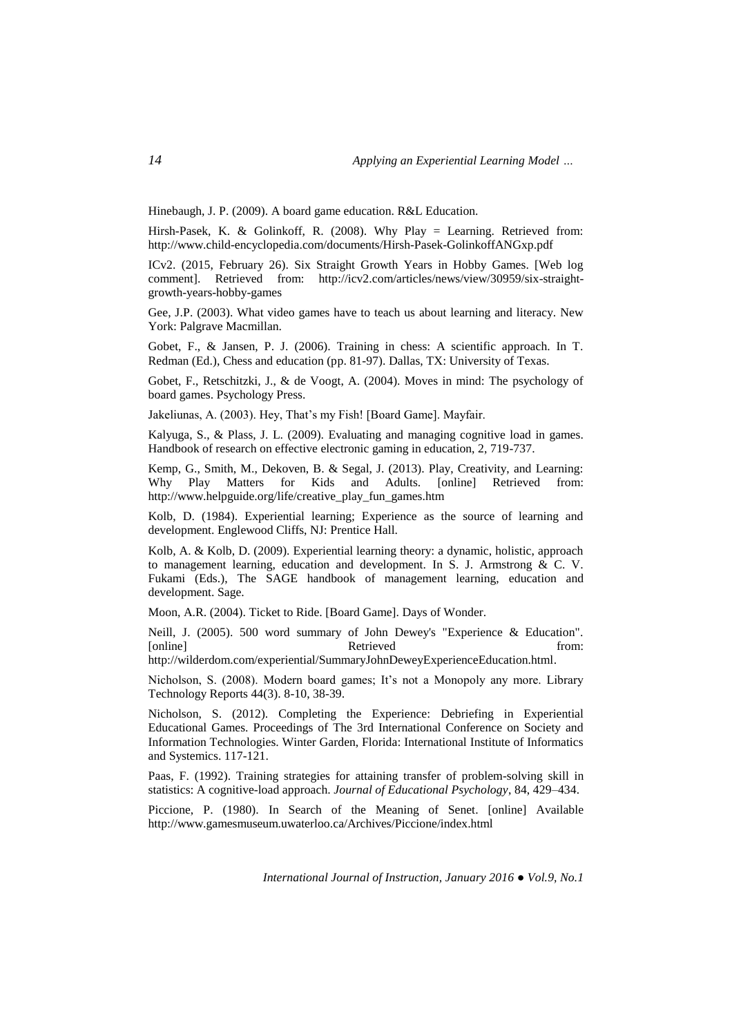Hinebaugh, J. P. (2009). A board game education. R&L Education.

Hirsh-Pasek, K. & Golinkoff, R. (2008). Why Play = Learning. Retrieved from: http://www.child-encyclopedia.com/documents/Hirsh-Pasek-GolinkoffANGxp.pdf

ICv2. (2015, February 26). Six Straight Growth Years in Hobby Games. [Web log comment]. Retrieved from: http://icv2.com/articles/news/view/30959/six-straight-growth-years-hobby-games

Gee, J.P. (2003). What video games have to teach us about learning and literacy. New York: Palgrave Macmillan.

Gobet, F., & Jansen, P. J. (2006). Training in chess: A scientific approach. In T. Redman (Ed.), Chess and education (pp. 81-97). Dallas, TX: University of Texas.

Gobet, F., Retschitzki, J., & de Voogt, A. (2004). Moves in mind: The psychology of board games. Psychology Press.

Jakeliunas, A. (2003). Hey, That's my Fish! [Board Game]. Mayfair.

Kalyuga, S., & Plass, J. L. (2009). Evaluating and managing cognitive load in games. Handbook of research on effective electronic gaming in education, 2, 719-737.

Kemp, G., Smith, M., Dekoven, B. & Segal, J. (2013). Play, Creativity, and Learning: Why Play Matters for Kids and Adults. [online] Retrieved from: http://www.helpguide.org/life/creative_play_fun_games.htm

Kolb, D. (1984). Experiential learning; Experience as the source of learning and development. Englewood Cliffs, NJ: Prentice Hall.

Kolb, A. & Kolb, D. (2009). Experiential learning theory: a dynamic, holistic, approach to management learning, education and development. In S. J. Armstrong & C. V. Fukami (Eds.), The SAGE handbook of management learning, education and development. Sage.

Moon, A.R. (2004). Ticket to Ride. [Board Game]. Days of Wonder.

Neill, J. (2005). 500 word summary of John Dewey's "Experience & Education". [online] Retrieved from: http://wilderdom.com/experiential/SummaryJohnDeweyExperienceEducation.html.

Nicholson, S. (2008). Modern board games; It's not a Monopoly any more. Library Technology Reports 44(3). 8-10, 38-39.

Nicholson, S. (2012). Completing the Experience: Debriefing in Experiential Educational Games. Proceedings of The 3rd International Conference on Society and Information Technologies. Winter Garden, Florida: International Institute of Informatics and Systemics. 117-121.

Paas, F. (1992). Training strategies for attaining transfer of problem-solving skill in statistics: A cognitive-load approach. *Journal of Educational Psychology*, 84, 429–434.

Piccione, P. (1980). In Search of the Meaning of Senet. [online] Available http://www.gamesmuseum.uwaterloo.ca/Archives/Piccione/index.html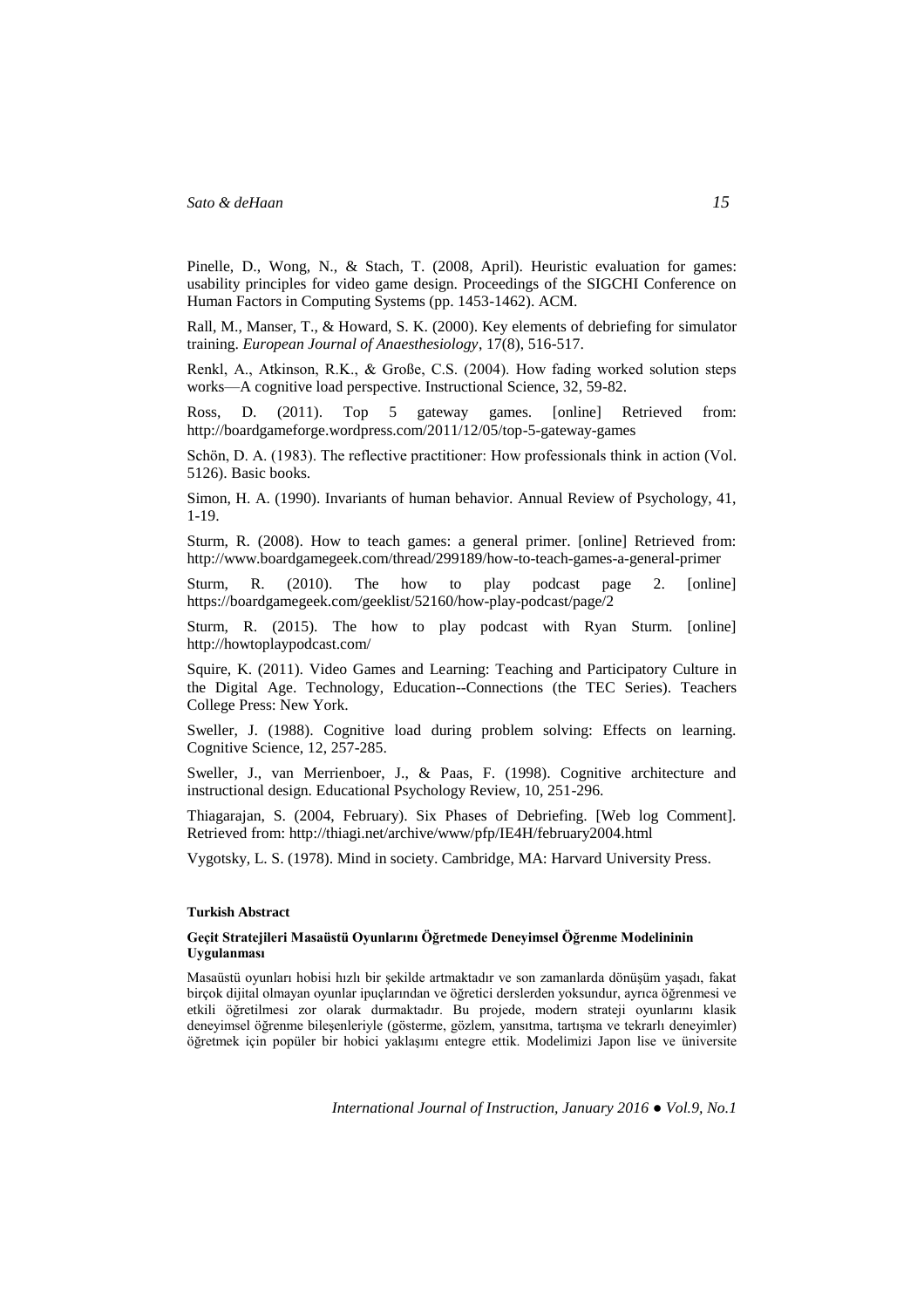Pinelle, D., Wong, N., & Stach, T. (2008, April). Heuristic evaluation for games: usability principles for video game design. Proceedings of the SIGCHI Conference on Human Factors in Computing Systems (pp. 1453-1462). ACM.

Rall, M., Manser, T., & Howard, S. K. (2000). Key elements of debriefing for simulator training. *European Journal of Anaesthesiology*, 17(8), 516-517.

Renkl, A., Atkinson, R.K., & Große, C.S. (2004). How fading worked solution steps works—A cognitive load perspective. Instructional Science, 32, 59-82.

Ross, D. (2011). Top 5 gateway games. [online] Retrieved from: http://boardgameforge.wordpress.com/2011/12/05/top-5-gateway-games

Schön, D. A. (1983). The reflective practitioner: How professionals think in action (Vol. 5126). Basic books.

Simon, H. A. (1990). Invariants of human behavior. Annual Review of Psychology, 41, 1-19.

Sturm, R. (2008). How to teach games: a general primer. [online] Retrieved from: http://www.boardgamegeek.com/thread/299189/how-to-teach-games-a-general-primer

Sturm, R. (2010). The how to play podcast page 2. [online] https://boardgamegeek.com/geeklist/52160/how-play-podcast/page/2

Sturm, R. (2015). The how to play podcast with Ryan Sturm. [online] http://howtoplaypodcast.com/

Squire, K. (2011). Video Games and Learning: Teaching and Participatory Culture in the Digital Age. Technology, Education--Connections (the TEC Series). Teachers College Press: New York.

Sweller, J. (1988). Cognitive load during problem solving: Effects on learning. Cognitive Science, 12, 257-285.

Sweller, J., van Merrienboer, J., & Paas, F. (1998). Cognitive architecture and instructional design. Educational Psychology Review, 10, 251-296.

Thiagarajan, S. (2004, February). Six Phases of Debriefing. [Web log Comment]. Retrieved from: http://thiagi.net/archive/www/pfp/IE4H/february2004.html

Vygotsky, L. S. (1978). Mind in society. Cambridge, MA: Harvard University Press.

**Turkish Abstract**

**Geçit Stratejileri Masaüstü Oyunlarını Öğretmede Deneyimsel Öğrenme Modelininin Uygulanması**

Masaüstü oyunları hobisi hızlı bir şekilde artmaktadır ve son zamanlarda dönüşüm yaşadı, fakat birçok dijital olmayan oyunlar ipuçlarından ve öğretici derslerden yoksundur, ayrıca öğrenmesi ve etkili öğretilmesi zor olarak durmaktadır. Bu projede, modern strateji oyunlarını klasik deneyimsel öğrenme bileşenleriyle (gösterme, gözlem, yansıtma, tartışma ve tekrarlı deneyimler) öğretmek için popüler bir hobici yaklaşımı entegre ettik. Modelimizi Japon lise ve üniversite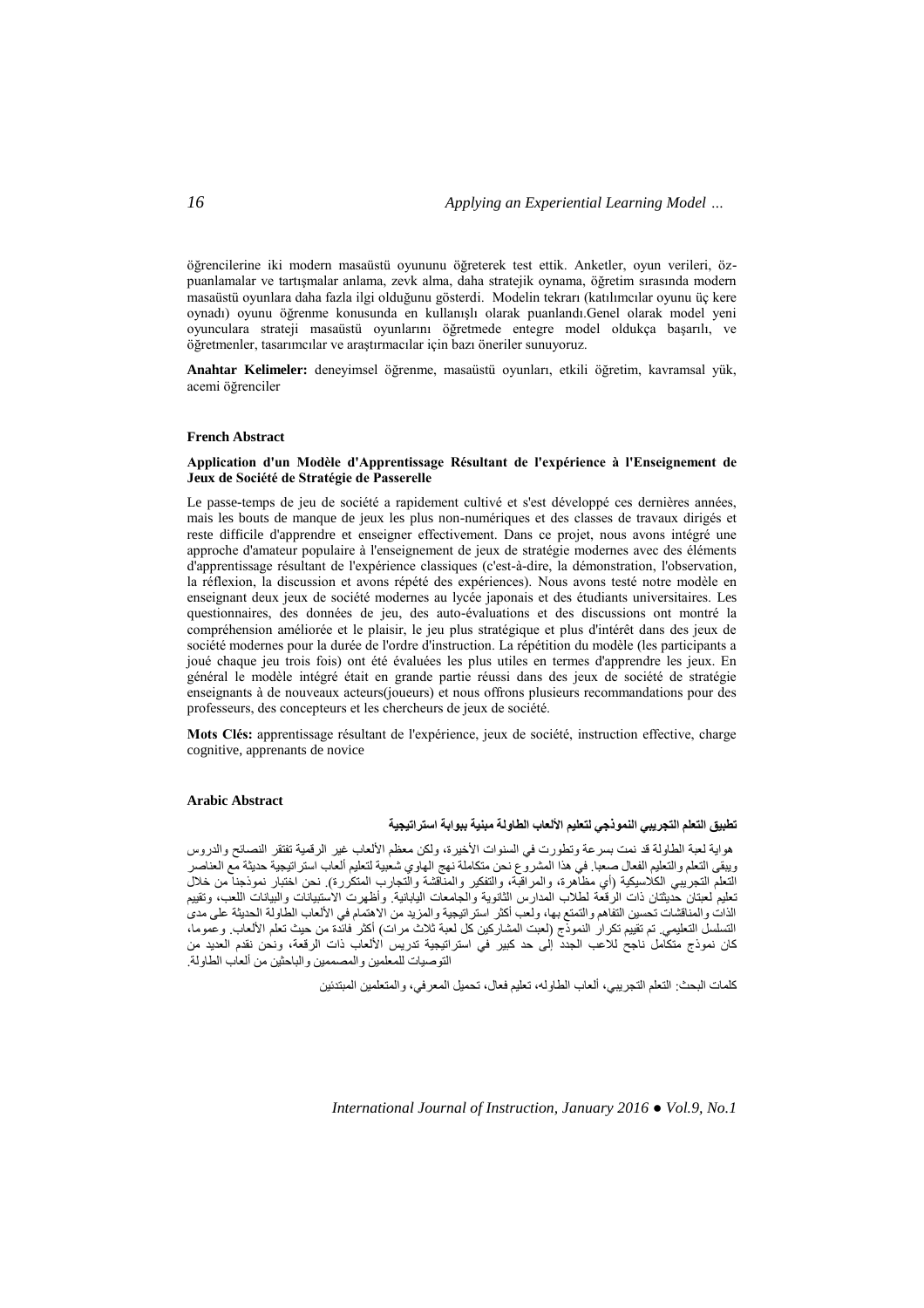öğrencilerine iki modern masaüstü oyununu öğreterek test ettik. Anketler, oyun verileri, öz-puanlamalar ve tartışmalar anlama, zevk alma, daha stratejik oynama, öğretim sırasında modern masaüstü oyunlara daha fazla ilgi olduğunu gösterdi. Modelin tekrarı (katılımcılar oyunu üç kere oynadı) oyunu öğrenme konusunda en kullanışlı olarak puanlandı.Genel olarak model yeni oyunculara strateji masaüstü oyunlarını öğretmede entegre model oldukça başarılı, ve öğretmenler, tasarımcılar ve araştırmacılar için bazı öneriler sunuyoruz.

**Anahtar Kelimeler:** deneyimsel öğrenme, masaüstü oyunları, etkili öğretim, kavramsal yük, acemi öğrenciler

**French Abstract**

**Application d'un Modèle d'Apprentissage Résultant de l'expérience à l'Enseignement de Jeux de Société de Stratégie de Passerelle**

Le passe-temps de jeu de société a rapidement cultivé et s'est développé ces dernières années, mais les bouts de manque de jeux les plus non-numériques et des classes de travaux dirigés et reste difficile d'apprendre et enseigner effectivement. Dans ce projet, nous avons intégré une approche d'amateur populaire à l'enseignement de jeux de stratégie modernes avec des éléments d'apprentissage résultant de l'expérience classiques (c'est-à-dire, la démonstration, l'observation, la réflexion, la discussion et avons répété des expériences). Nous avons testé notre modèle en enseignant deux jeux de société modernes au lycée japonais et des étudiants universitaires. Les questionnaires, des données de jeu, des auto-évaluations et des discussions ont montré la compréhension améliorée et le plaisir, le jeu plus stratégique et plus d'intérêt dans des jeux de société modernes pour la durée de l'ordre d'instruction. La répétition du modèle (les participants a joué chaque jeu trois fois) ont été évaluées les plus utiles en termes d'apprendre les jeux. En général le modèle intégré était en grande partie réussi dans des jeux de société de stratégie enseignants à de nouveaux acteurs(joueurs) et nous offrons plusieurs recommandations pour des professeurs, des concepteurs et les chercheurs de jeux de société.

**Mots Clés:** apprentissage résultant de l'expérience, jeux de société, instruction effective, charge cognitive, apprenants de novice

**Arabic Abstract**

**تطبيق التعلم التجريبي النموذجي لتعليم الألعاب الطاولة مبنية ببوابة استراتيجية**

هواية لعبة الطاولة قد نمت بسرعة وتطورت في السنوات الأخيرة، ولكن معظم الألعاب غير الرقمية تفتقر النصائح والدروس ويبقى التعلم والتعليم الفعال صعبا. في هذا المشروع نحن متكاملة نهج الهاوي شعبية لتعليم ألعاب استراتيجية حديثة مع العناصر التعلم التجريبي الكلاسيكية (أي مظاهرة، والمراقبة، والتفكير والمناقشة والتجارب المتكررة). نحن اختبار نموذجنا من خلال تعليم لعبتان حديثتان ذات الرقعة لطلاب المدارس الثانوية والجامعات اليابانية. وأظهرت الاستبيانات والبيانات اللعب، وتقييم الذات والمناقشات تحسين التفاهم والتمتع بها، ولعب أكثر استراتيجية والمزيد من الاهتمام في الألعاب الطاولة الحديثة على مدى التسلسل التعليمي. تم تقييم تكرار النموذج (لعبت المشاركين كل لعبة ثلاث مرات) أكثر فائدة من حيث تعلم الألعاب. وعموما، كان نموذج متكامل ناجح للاعب الجدد إلى حد كبير في استراتيجية تدريس الألعاب ذات الرقعة، ونحن نقدم العديد من التوصيات للمعلمين والمصممين والباحثين من ألعاب الطاولة.

كلمات البحث: التعلم التجريبي، ألعاب الطاوله، تعليم فعال، تحميل المعرفي، والمتعلمين المبتدئين